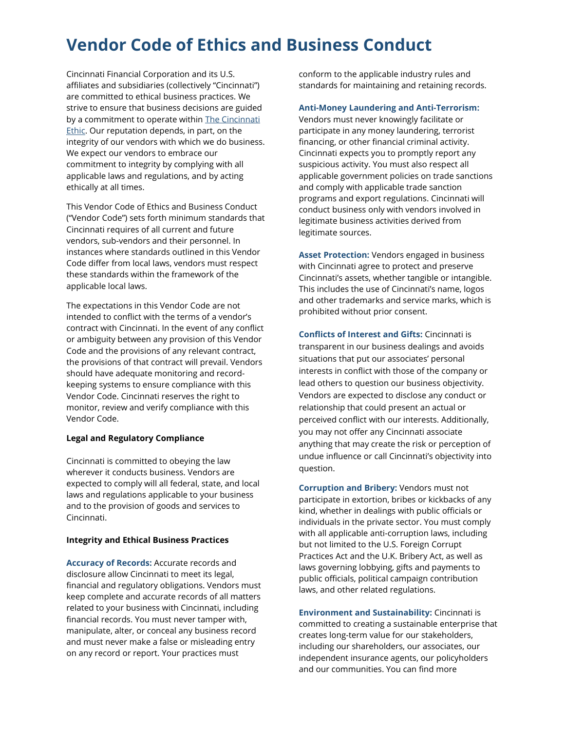# Vendor Code of Ethics and Business Conduct

Cincinnati Financial Corporation and its U.S. affiliates and subsidiaries (collectively "Cincinnati") are committed to ethical business practices. We strive to ensure that business decisions are guided by a commitment to operate within [The Cincinnati Ethic](). Our reputation depends, in part, on the integrity of our vendors with which we do business. We expect our vendors to embrace our commitment to integrity by complying with all applicable laws and regulations, and by acting ethically at all times.

This Vendor Code of Ethics and Business Conduct ("Vendor Code") sets forth minimum standards that Cincinnati requires of all current and future vendors, sub-vendors and their personnel. In instances where standards outlined in this Vendor Code differ from local laws, vendors must respect these standards within the framework of the applicable local laws.

The expectations in this Vendor Code are not intended to conflict with the terms of a vendor's contract with Cincinnati. In the event of any conflict or ambiguity between any provision of this Vendor Code and the provisions of any relevant contract, the provisions of that contract will prevail. Vendors should have adequate monitoring and record-keeping systems to ensure compliance with this Vendor Code. Cincinnati reserves the right to monitor, review and verify compliance with this Vendor Code.

**Legal and Regulatory Compliance**

Cincinnati is committed to obeying the law wherever it conducts business. Vendors are expected to comply will all federal, state, and local laws and regulations applicable to your business and to the provision of goods and services to Cincinnati.

**Integrity and Ethical Business Practices**

**Accuracy of Records:** Accurate records and disclosure allow Cincinnati to meet its legal, financial and regulatory obligations. Vendors must keep complete and accurate records of all matters related to your business with Cincinnati, including financial records. You must never tamper with, manipulate, alter, or conceal any business record and must never make a false or misleading entry on any record or report. Your practices must conform to the applicable industry rules and standards for maintaining and retaining records.

**Anti-Money Laundering and Anti-Terrorism:** Vendors must never knowingly facilitate or participate in any money laundering, terrorist financing, or other financial criminal activity. Cincinnati expects you to promptly report any suspicious activity. You must also respect all applicable government policies on trade sanctions and comply with applicable trade sanction programs and export regulations. Cincinnati will conduct business only with vendors involved in legitimate business activities derived from legitimate sources.

**Asset Protection:** Vendors engaged in business with Cincinnati agree to protect and preserve Cincinnati's assets, whether tangible or intangible. This includes the use of Cincinnati's name, logos and other trademarks and service marks, which is prohibited without prior consent.

**Conflicts of Interest and Gifts:** Cincinnati is transparent in our business dealings and avoids situations that put our associates' personal interests in conflict with those of the company or lead others to question our business objectivity. Vendors are expected to disclose any conduct or relationship that could present an actual or perceived conflict with our interests. Additionally, you may not offer any Cincinnati associate anything that may create the risk or perception of undue influence or call Cincinnati's objectivity into question.

**Corruption and Bribery:** Vendors must not participate in extortion, bribes or kickbacks of any kind, whether in dealings with public officials or individuals in the private sector. You must comply with all applicable anti-corruption laws, including but not limited to the U.S. Foreign Corrupt Practices Act and the U.K. Bribery Act, as well as laws governing lobbying, gifts and payments to public officials, political campaign contribution laws, and other related regulations.

**Environment and Sustainability:** Cincinnati is committed to creating a sustainable enterprise that creates long-term value for our stakeholders, including our shareholders, our associates, our independent insurance agents, our policyholders and our communities. You can find more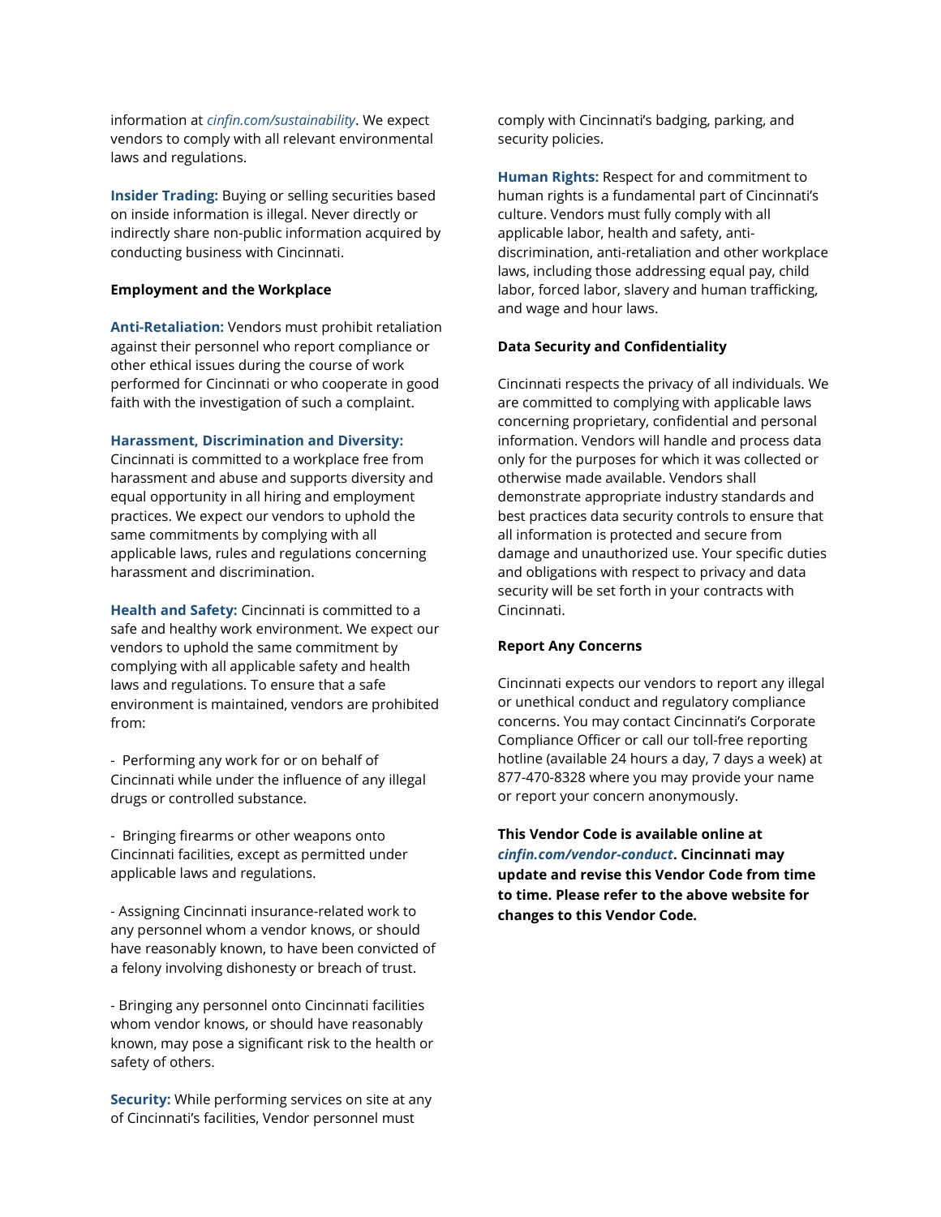information at *cinfin.com/sustainability*. We expect vendors to comply with all relevant environmental laws and regulations.

**Insider Trading:** Buying or selling securities based on inside information is illegal. Never directly or indirectly share non-public information acquired by conducting business with Cincinnati.

### Employment and the Workplace

**Anti-Retaliation:** Vendors must prohibit retaliation against their personnel who report compliance or other ethical issues during the course of work performed for Cincinnati or who cooperate in good faith with the investigation of such a complaint.

**Harassment, Discrimination and Diversity:** Cincinnati is committed to a workplace free from harassment and abuse and supports diversity and equal opportunity in all hiring and employment practices. We expect our vendors to uphold the same commitments by complying with all applicable laws, rules and regulations concerning harassment and discrimination.

**Health and Safety:** Cincinnati is committed to a safe and healthy work environment. We expect our vendors to uphold the same commitment by complying with all applicable safety and health laws and regulations. To ensure that a safe environment is maintained, vendors are prohibited from:

- Performing any work for or on behalf of Cincinnati while under the influence of any illegal drugs or controlled substance.

- Bringing firearms or other weapons onto Cincinnati facilities, except as permitted under applicable laws and regulations.

- Assigning Cincinnati insurance-related work to any personnel whom a vendor knows, or should have reasonably known, to have been convicted of a felony involving dishonesty or breach of trust.

- Bringing any personnel onto Cincinnati facilities whom vendor knows, or should have reasonably known, may pose a significant risk to the health or safety of others.

**Security:** While performing services on site at any of Cincinnati's facilities, Vendor personnel must comply with Cincinnati's badging, parking, and security policies.

**Human Rights:** Respect for and commitment to human rights is a fundamental part of Cincinnati's culture. Vendors must fully comply with all applicable labor, health and safety, anti-discrimination, anti-retaliation and other workplace laws, including those addressing equal pay, child labor, forced labor, slavery and human trafficking, and wage and hour laws.

### Data Security and Confidentiality

Cincinnati respects the privacy of all individuals. We are committed to complying with applicable laws concerning proprietary, confidential and personal information. Vendors will handle and process data only for the purposes for which it was collected or otherwise made available. Vendors shall demonstrate appropriate industry standards and best practices data security controls to ensure that all information is protected and secure from damage and unauthorized use. Your specific duties and obligations with respect to privacy and data security will be set forth in your contracts with Cincinnati.

### Report Any Concerns

Cincinnati expects our vendors to report any illegal or unethical conduct and regulatory compliance concerns. You may contact Cincinnati's Corporate Compliance Officer or call our toll-free reporting hotline (available 24 hours a day, 7 days a week) at 877-470-8328 where you may provide your name or report your concern anonymously.

**This Vendor Code is available online at *cinfin.com/vendor-conduct*. Cincinnati may update and revise this Vendor Code from time to time. Please refer to the above website for changes to this Vendor Code.**